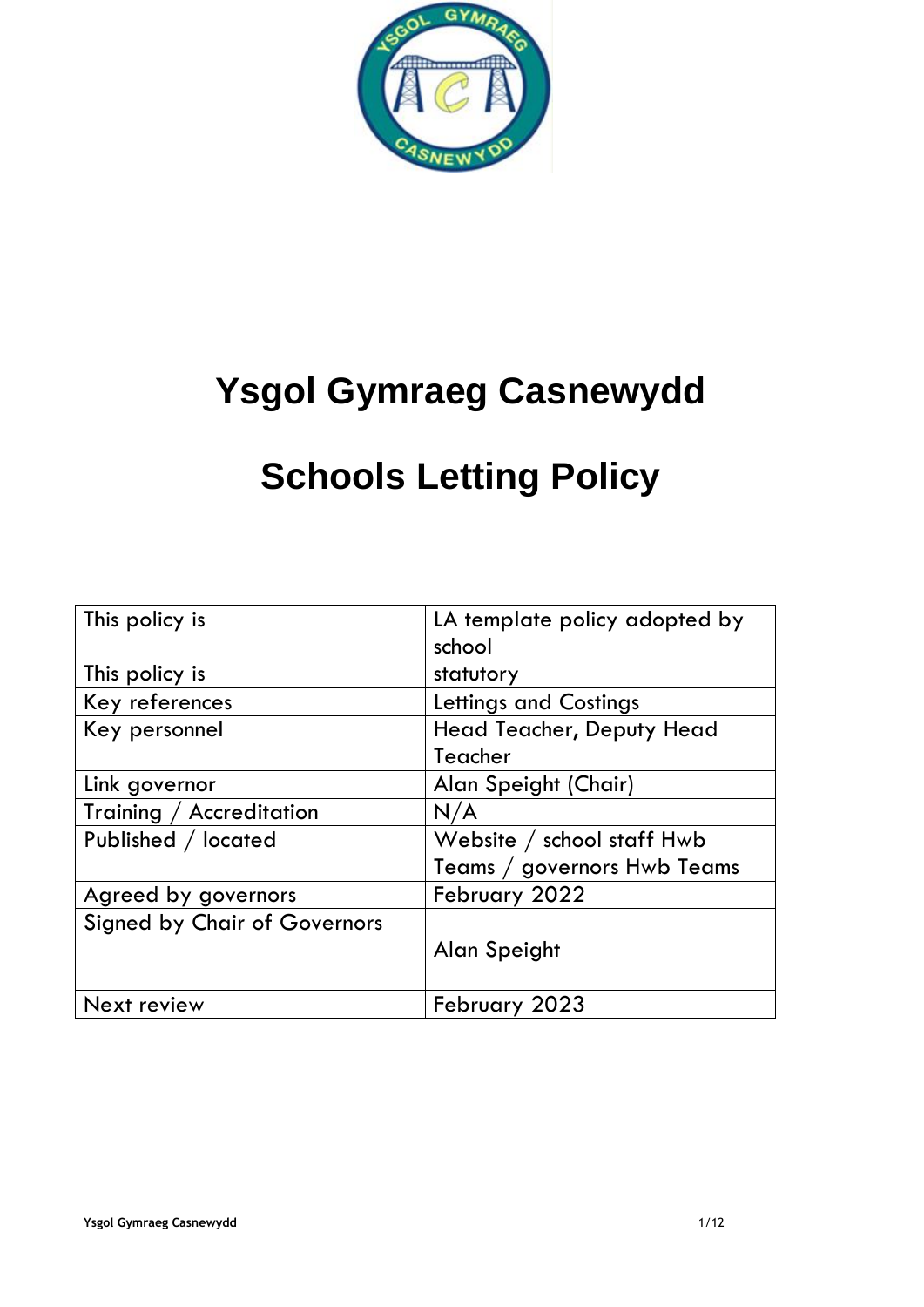# Ysgol Gymraeg Casnewydd

# Schools Letting Policy

| This policy is | LA template policy adopted by school |
|---|---|
| This policy is | statutory |
| Key references | Lettings and Costings |
| Key personnel | Head Teacher, Deputy Head Teacher |
| Link governor | Alan Speight (Chair) |
| Training / Accreditation | N/A |
| Published / located | Website / school staff Hwb Teams / governors Hwb Teams |
| Agreed by governors | February 2022 |
| Signed by Chair of Governors | Alan Speight |
| Next review | February 2023 |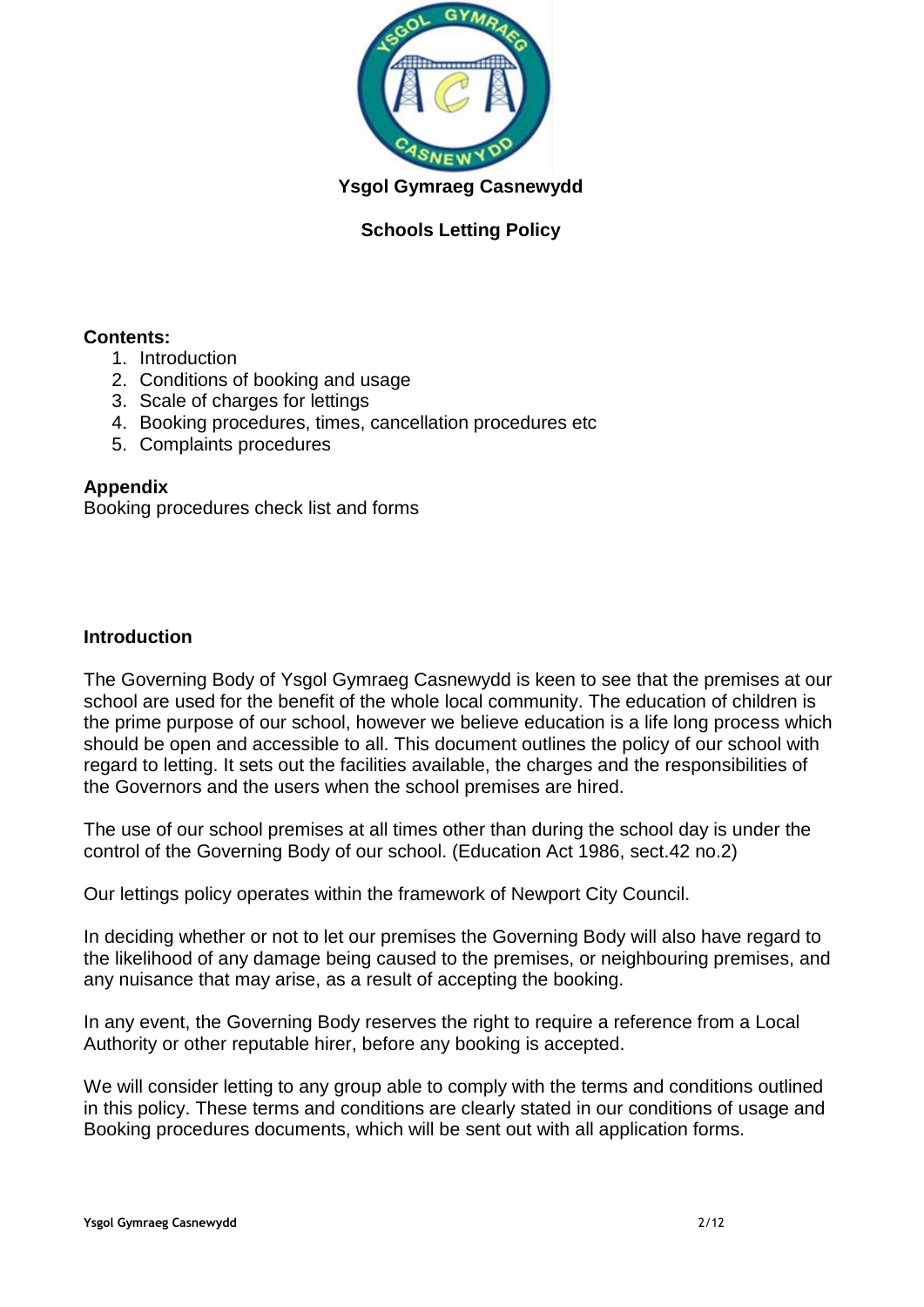**Ysgol Gymraeg Casnewydd**

**Schools Letting Policy**

**Contents:**

1. Introduction
2. Conditions of booking and usage
3. Scale of charges for lettings
4. Booking procedures, times, cancellation procedures etc
5. Complaints procedures

**Appendix**

Booking procedures check list and forms

## Introduction

The Governing Body of Ysgol Gymraeg Casnewydd is keen to see that the premises at our school are used for the benefit of the whole local community. The education of children is the prime purpose of our school, however we believe education is a life long process which should be open and accessible to all. This document outlines the policy of our school with regard to letting. It sets out the facilities available, the charges and the responsibilities of the Governors and the users when the school premises are hired.

The use of our school premises at all times other than during the school day is under the control of the Governing Body of our school. (Education Act 1986, sect.42 no.2)

Our lettings policy operates within the framework of Newport City Council.

In deciding whether or not to let our premises the Governing Body will also have regard to the likelihood of any damage being caused to the premises, or neighbouring premises, and any nuisance that may arise, as a result of accepting the booking.

In any event, the Governing Body reserves the right to require a reference from a Local Authority or other reputable hirer, before any booking is accepted.

We will consider letting to any group able to comply with the terms and conditions outlined in this policy. These terms and conditions are clearly stated in our conditions of usage and Booking procedures documents, which will be sent out with all application forms.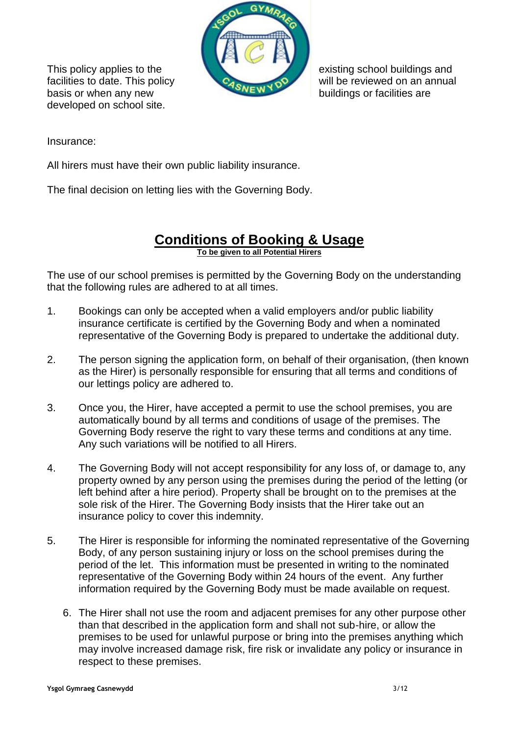This policy applies to the existing school buildings and facilities to date. This policy will be reviewed on an annual basis or when any new buildings or facilities are developed on school site.

Insurance:

All hirers must have their own public liability insurance.

The final decision on letting lies with the Governing Body.

## Conditions of Booking & Usage

**To be given to all Potential Hirers**

The use of our school premises is permitted by the Governing Body on the understanding that the following rules are adhered to at all times.

1. Bookings can only be accepted when a valid employers and/or public liability insurance certificate is certified by the Governing Body and when a nominated representative of the Governing Body is prepared to undertake the additional duty.

2. The person signing the application form, on behalf of their organisation, (then known as the Hirer) is personally responsible for ensuring that all terms and conditions of our lettings policy are adhered to.

3. Once you, the Hirer, have accepted a permit to use the school premises, you are automatically bound by all terms and conditions of usage of the premises. The Governing Body reserve the right to vary these terms and conditions at any time. Any such variations will be notified to all Hirers.

4. The Governing Body will not accept responsibility for any loss of, or damage to, any property owned by any person using the premises during the period of the letting (or left behind after a hire period). Property shall be brought on to the premises at the sole risk of the Hirer. The Governing Body insists that the Hirer take out an insurance policy to cover this indemnity.

5. The Hirer is responsible for informing the nominated representative of the Governing Body, of any person sustaining injury or loss on the school premises during the period of the let. This information must be presented in writing to the nominated representative of the Governing Body within 24 hours of the event. Any further information required by the Governing Body must be made available on request.

6. The Hirer shall not use the room and adjacent premises for any other purpose other than that described in the application form and shall not sub-hire, or allow the premises to be used for unlawful purpose or bring into the premises anything which may involve increased damage risk, fire risk or invalidate any policy or insurance in respect to these premises.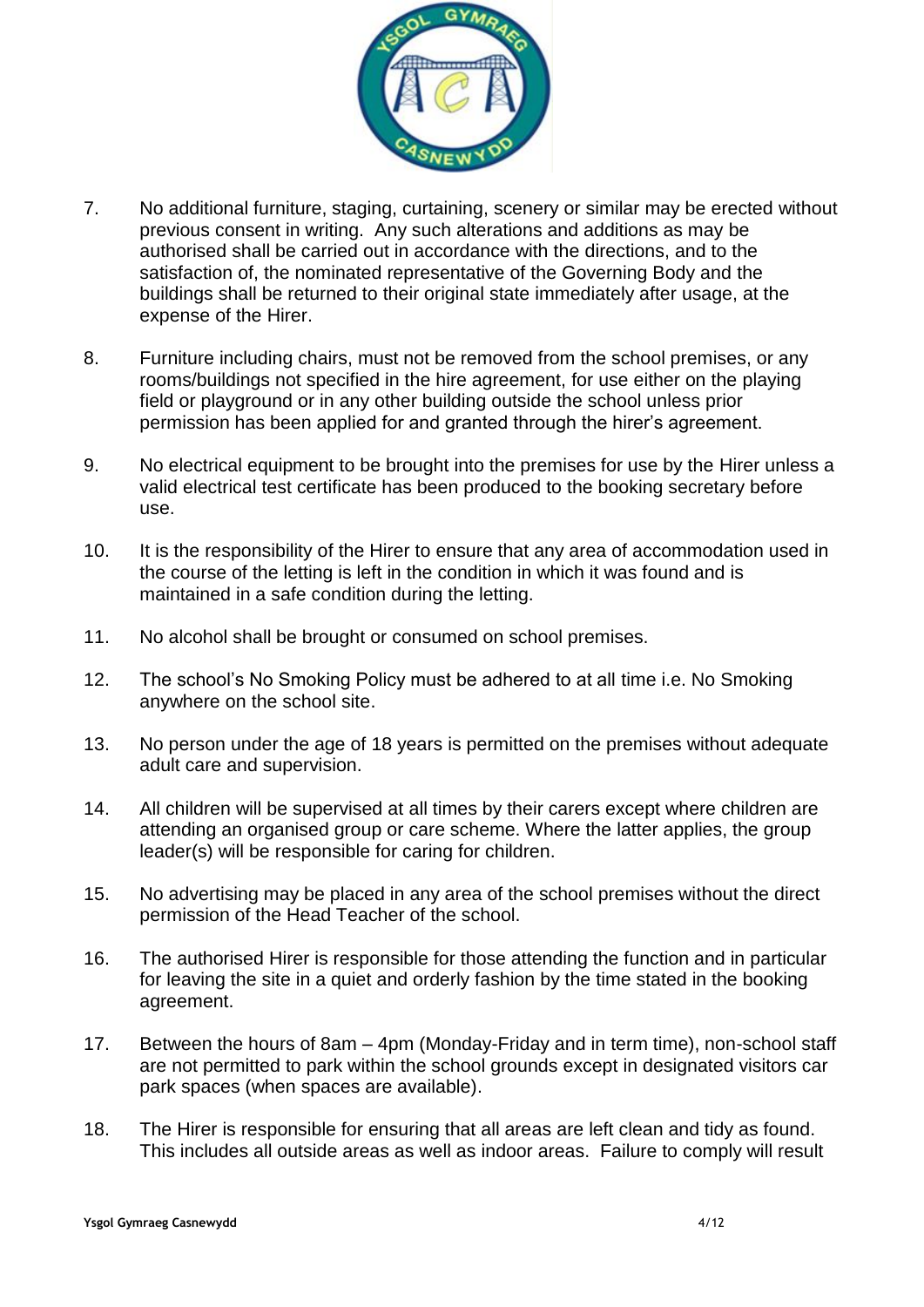7. No additional furniture, staging, curtaining, scenery or similar may be erected without previous consent in writing. Any such alterations and additions as may be authorised shall be carried out in accordance with the directions, and to the satisfaction of, the nominated representative of the Governing Body and the buildings shall be returned to their original state immediately after usage, at the expense of the Hirer.

8. Furniture including chairs, must not be removed from the school premises, or any rooms/buildings not specified in the hire agreement, for use either on the playing field or playground or in any other building outside the school unless prior permission has been applied for and granted through the hirer's agreement.

9. No electrical equipment to be brought into the premises for use by the Hirer unless a valid electrical test certificate has been produced to the booking secretary before use.

10. It is the responsibility of the Hirer to ensure that any area of accommodation used in the course of the letting is left in the condition in which it was found and is maintained in a safe condition during the letting.

11. No alcohol shall be brought or consumed on school premises.

12. The school's No Smoking Policy must be adhered to at all time i.e. No Smoking anywhere on the school site.

13. No person under the age of 18 years is permitted on the premises without adequate adult care and supervision.

14. All children will be supervised at all times by their carers except where children are attending an organised group or care scheme. Where the latter applies, the group leader(s) will be responsible for caring for children.

15. No advertising may be placed in any area of the school premises without the direct permission of the Head Teacher of the school.

16. The authorised Hirer is responsible for those attending the function and in particular for leaving the site in a quiet and orderly fashion by the time stated in the booking agreement.

17. Between the hours of 8am – 4pm (Monday-Friday and in term time), non-school staff are not permitted to park within the school grounds except in designated visitors car park spaces (when spaces are available).

18. The Hirer is responsible for ensuring that all areas are left clean and tidy as found. This includes all outside areas as well as indoor areas. Failure to comply will result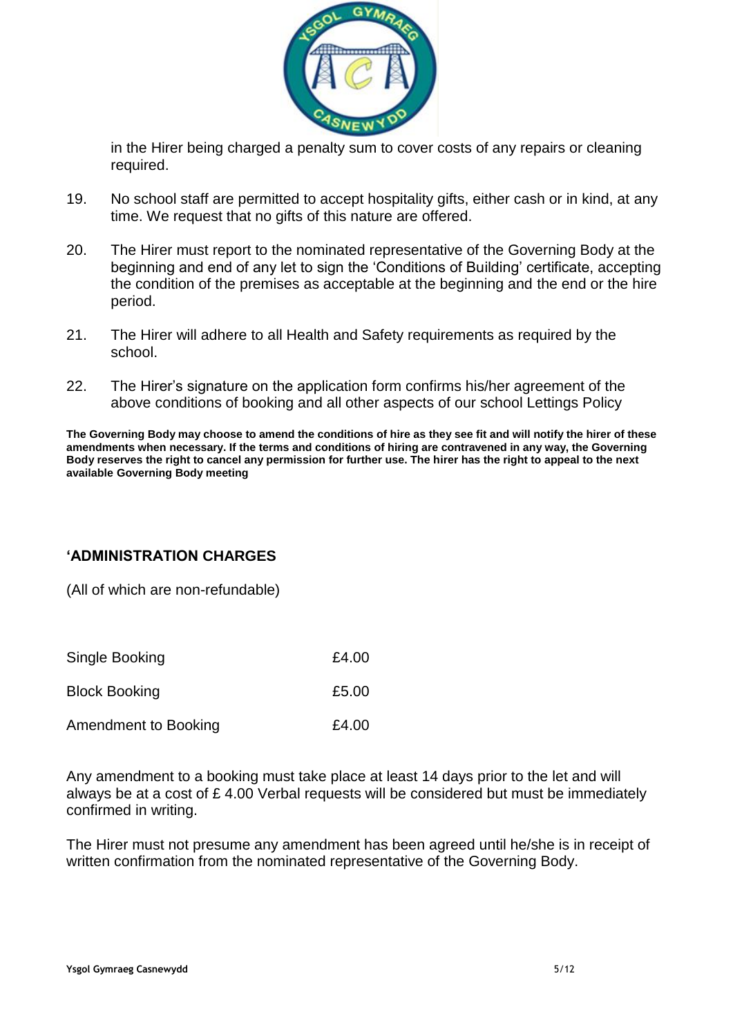in the Hirer being charged a penalty sum to cover costs of any repairs or cleaning required.

19. No school staff are permitted to accept hospitality gifts, either cash or in kind, at any time. We request that no gifts of this nature are offered.

20. The Hirer must report to the nominated representative of the Governing Body at the beginning and end of any let to sign the 'Conditions of Building' certificate, accepting the condition of the premises as acceptable at the beginning and the end or the hire period.

21. The Hirer will adhere to all Health and Safety requirements as required by the school.

22. The Hirer's signature on the application form confirms his/her agreement of the above conditions of booking and all other aspects of our school Lettings Policy

**The Governing Body may choose to amend the conditions of hire as they see fit and will notify the hirer of these amendments when necessary. If the terms and conditions of hiring are contravened in any way, the Governing Body reserves the right to cancel any permission for further use. The hirer has the right to appeal to the next available Governing Body meeting**

## 'ADMINISTRATION CHARGES

(All of which are non-refundable)

| | |
|---|---|
| Single Booking | £4.00 |
| Block Booking | £5.00 |
| Amendment to Booking | £4.00 |

Any amendment to a booking must take place at least 14 days prior to the let and will always be at a cost of £ 4.00 Verbal requests will be considered but must be immediately confirmed in writing.

The Hirer must not presume any amendment has been agreed until he/she is in receipt of written confirmation from the nominated representative of the Governing Body.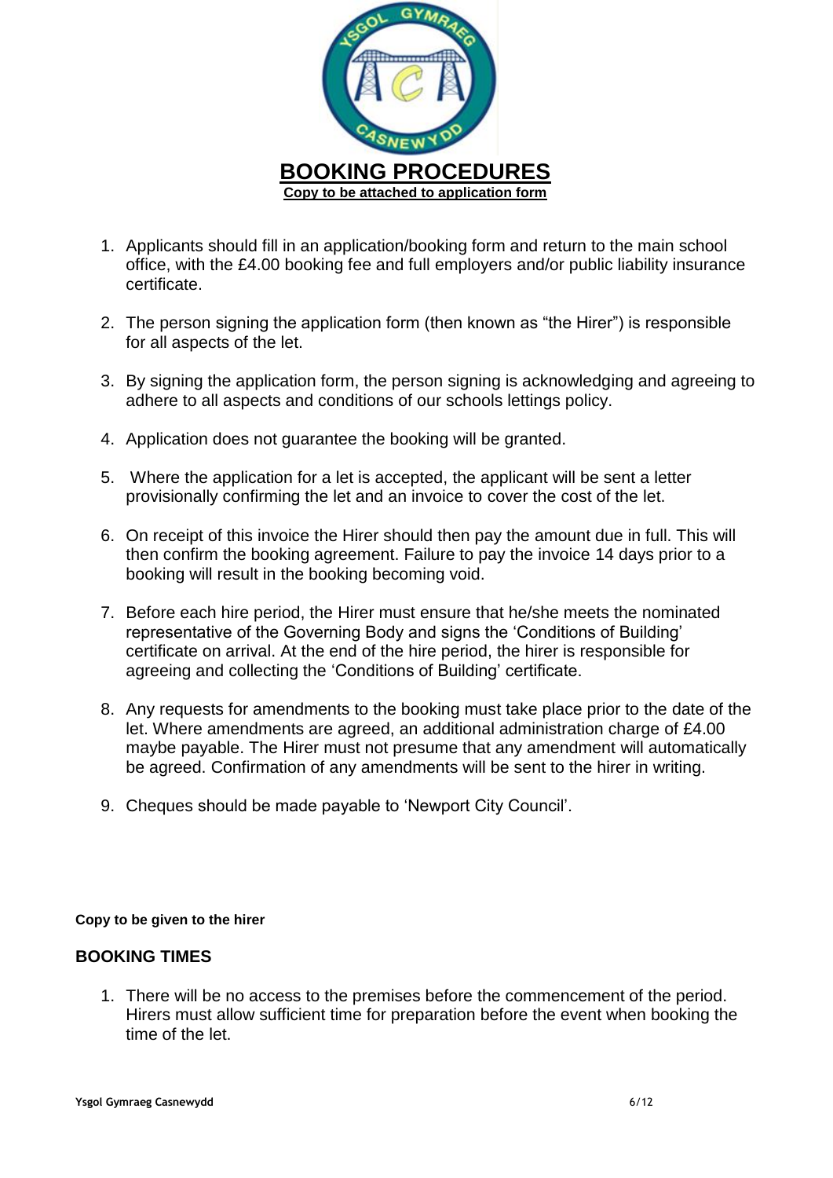# BOOKING PROCEDURES

**Copy to be attached to application form**

1. Applicants should fill in an application/booking form and return to the main school office, with the £4.00 booking fee and full employers and/or public liability insurance certificate.

2. The person signing the application form (then known as "the Hirer") is responsible for all aspects of the let.

3. By signing the application form, the person signing is acknowledging and agreeing to adhere to all aspects and conditions of our schools lettings policy.

4. Application does not guarantee the booking will be granted.

5. Where the application for a let is accepted, the applicant will be sent a letter provisionally confirming the let and an invoice to cover the cost of the let.

6. On receipt of this invoice the Hirer should then pay the amount due in full. This will then confirm the booking agreement. Failure to pay the invoice 14 days prior to a booking will result in the booking becoming void.

7. Before each hire period, the Hirer must ensure that he/she meets the nominated representative of the Governing Body and signs the 'Conditions of Building' certificate on arrival. At the end of the hire period, the hirer is responsible for agreeing and collecting the 'Conditions of Building' certificate.

8. Any requests for amendments to the booking must take place prior to the date of the let. Where amendments are agreed, an additional administration charge of £4.00 maybe payable. The Hirer must not presume that any amendment will automatically be agreed. Confirmation of any amendments will be sent to the hirer in writing.

9. Cheques should be made payable to 'Newport City Council'.

**Copy to be given to the hirer**

## BOOKING TIMES

1. There will be no access to the premises before the commencement of the period. Hirers must allow sufficient time for preparation before the event when booking the time of the let.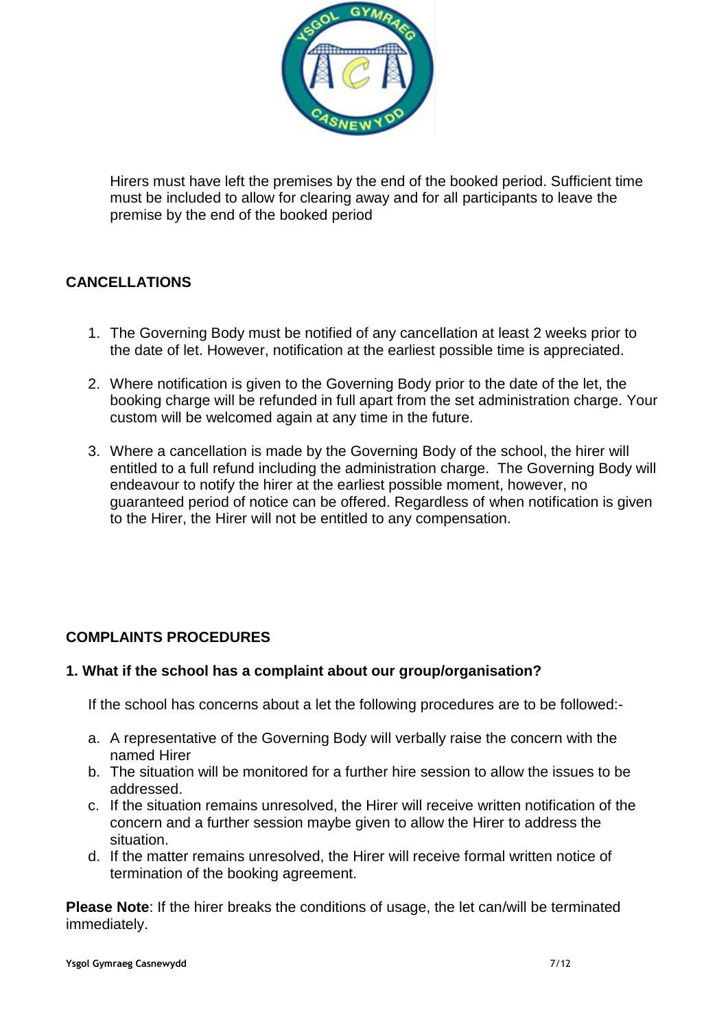Hirers must have left the premises by the end of the booked period. Sufficient time must be included to allow for clearing away and for all participants to leave the premise by the end of the booked period

**CANCELLATIONS**

1. The Governing Body must be notified of any cancellation at least 2 weeks prior to the date of let. However, notification at the earliest possible time is appreciated.

2. Where notification is given to the Governing Body prior to the date of the let, the booking charge will be refunded in full apart from the set administration charge. Your custom will be welcomed again at any time in the future.

3. Where a cancellation is made by the Governing Body of the school, the hirer will entitled to a full refund including the administration charge. The Governing Body will endeavour to notify the hirer at the earliest possible moment, however, no guaranteed period of notice can be offered. Regardless of when notification is given to the Hirer, the Hirer will not be entitled to any compensation.

**COMPLAINTS PROCEDURES**

**1. What if the school has a complaint about our group/organisation?**

If the school has concerns about a let the following procedures are to be followed:-

a. A representative of the Governing Body will verbally raise the concern with the named Hirer
b. The situation will be monitored for a further hire session to allow the issues to be addressed.
c. If the situation remains unresolved, the Hirer will receive written notification of the concern and a further session maybe given to allow the Hirer to address the situation.
d. If the matter remains unresolved, the Hirer will receive formal written notice of termination of the booking agreement.

**Please Note**: If the hirer breaks the conditions of usage, the let can/will be terminated immediately.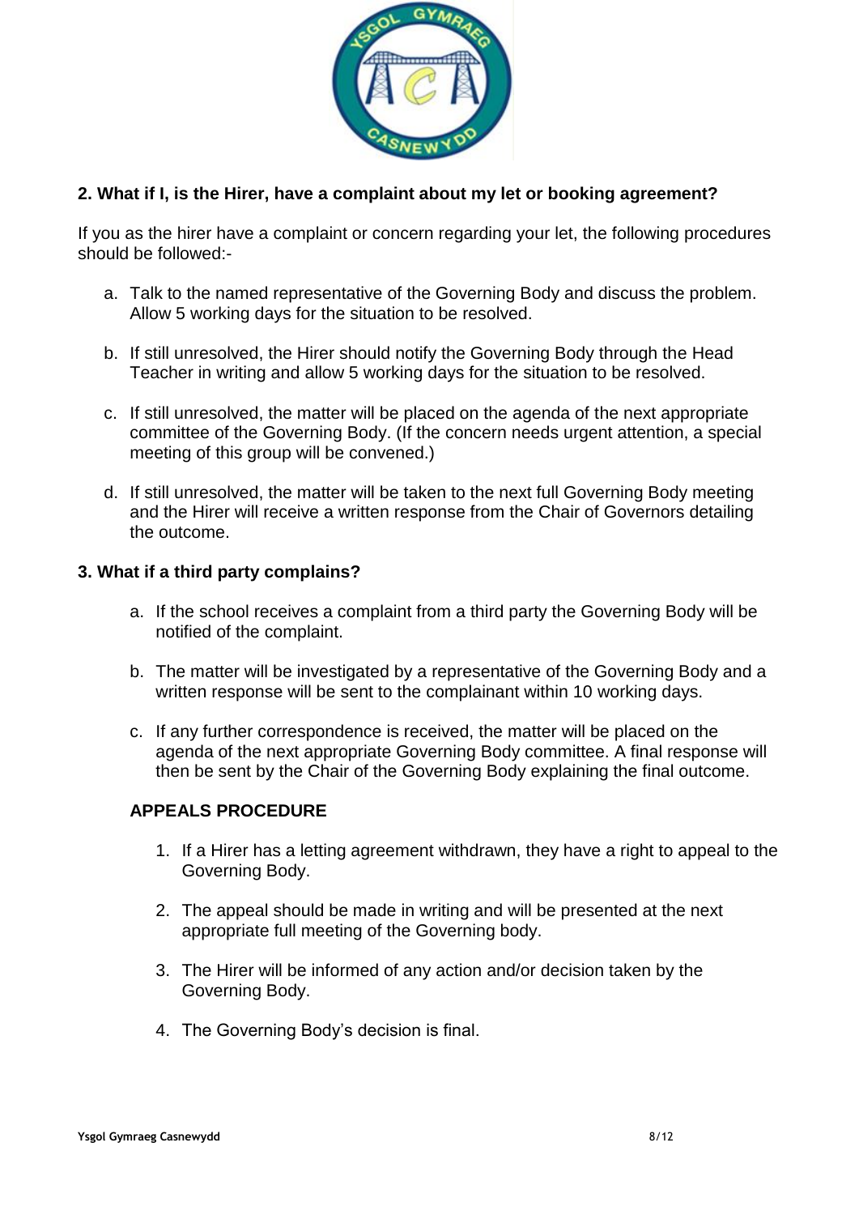## 2. What if I, is the Hirer, have a complaint about my let or booking agreement?

If you as the hirer have a complaint or concern regarding your let, the following procedures should be followed:-

a. Talk to the named representative of the Governing Body and discuss the problem. Allow 5 working days for the situation to be resolved.

b. If still unresolved, the Hirer should notify the Governing Body through the Head Teacher in writing and allow 5 working days for the situation to be resolved.

c. If still unresolved, the matter will be placed on the agenda of the next appropriate committee of the Governing Body. (If the concern needs urgent attention, a special meeting of this group will be convened.)

d. If still unresolved, the matter will be taken to the next full Governing Body meeting and the Hirer will receive a written response from the Chair of Governors detailing the outcome.

## 3. What if a third party complains?

a. If the school receives a complaint from a third party the Governing Body will be notified of the complaint.

b. The matter will be investigated by a representative of the Governing Body and a written response will be sent to the complainant within 10 working days.

c. If any further correspondence is received, the matter will be placed on the agenda of the next appropriate Governing Body committee. A final response will then be sent by the Chair of the Governing Body explaining the final outcome.

### APPEALS PROCEDURE

1. If a Hirer has a letting agreement withdrawn, they have a right to appeal to the Governing Body.

2. The appeal should be made in writing and will be presented at the next appropriate full meeting of the Governing body.

3. The Hirer will be informed of any action and/or decision taken by the Governing Body.

4. The Governing Body's decision is final.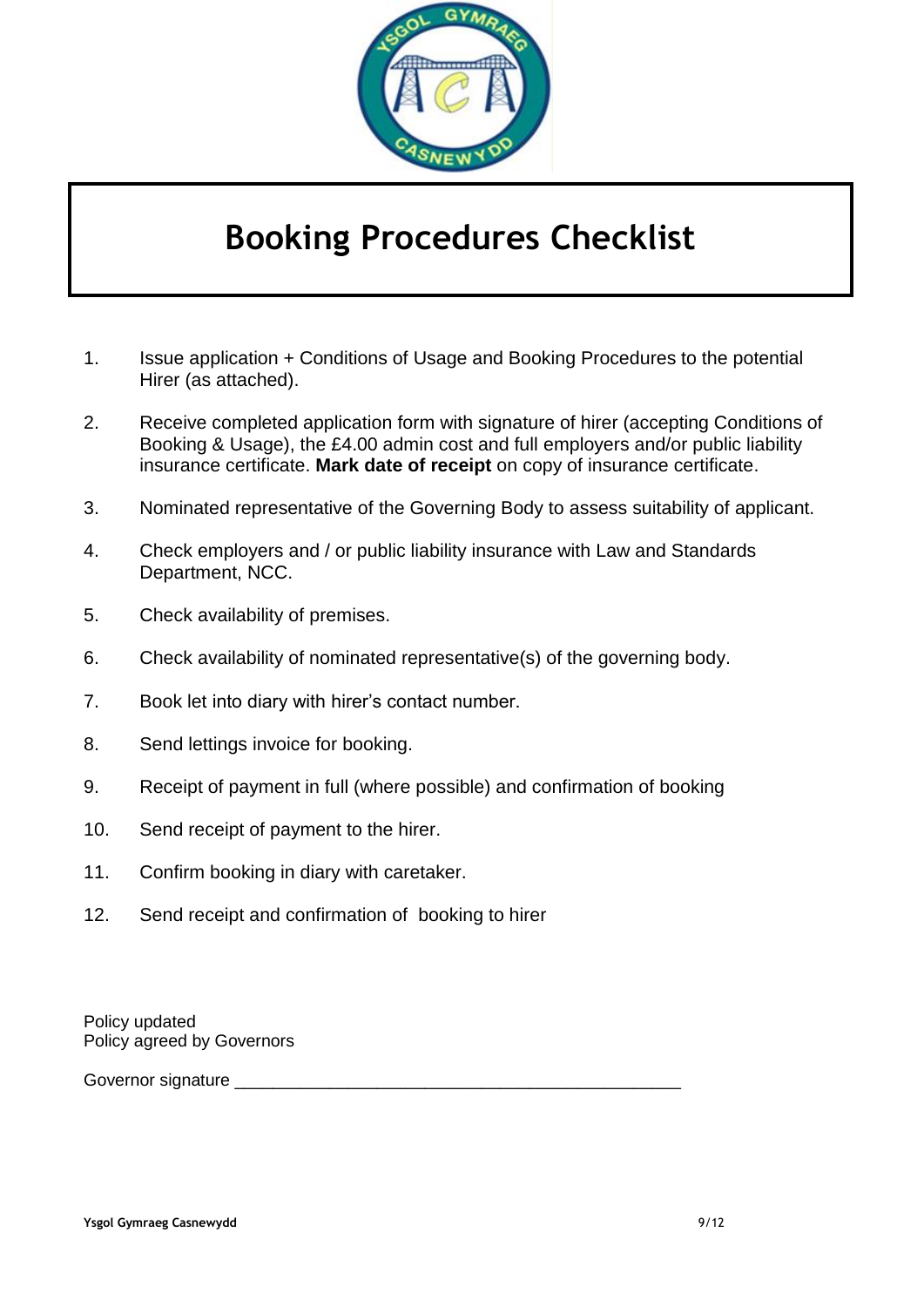# Booking Procedures Checklist

1. Issue application + Conditions of Usage and Booking Procedures to the potential Hirer (as attached).
2. Receive completed application form with signature of hirer (accepting Conditions of Booking & Usage), the £4.00 admin cost and full employers and/or public liability insurance certificate. **Mark date of receipt** on copy of insurance certificate.
3. Nominated representative of the Governing Body to assess suitability of applicant.
4. Check employers and / or public liability insurance with Law and Standards Department, NCC.
5. Check availability of premises.
6. Check availability of nominated representative(s) of the governing body.
7. Book let into diary with hirer's contact number.
8. Send lettings invoice for booking.
9. Receipt of payment in full (where possible) and confirmation of booking
10. Send receipt of payment to the hirer.
11. Confirm booking in diary with caretaker.
12. Send receipt and confirmation of booking to hirer

Policy updated
Policy agreed by Governors

Governor signature ______________________________________________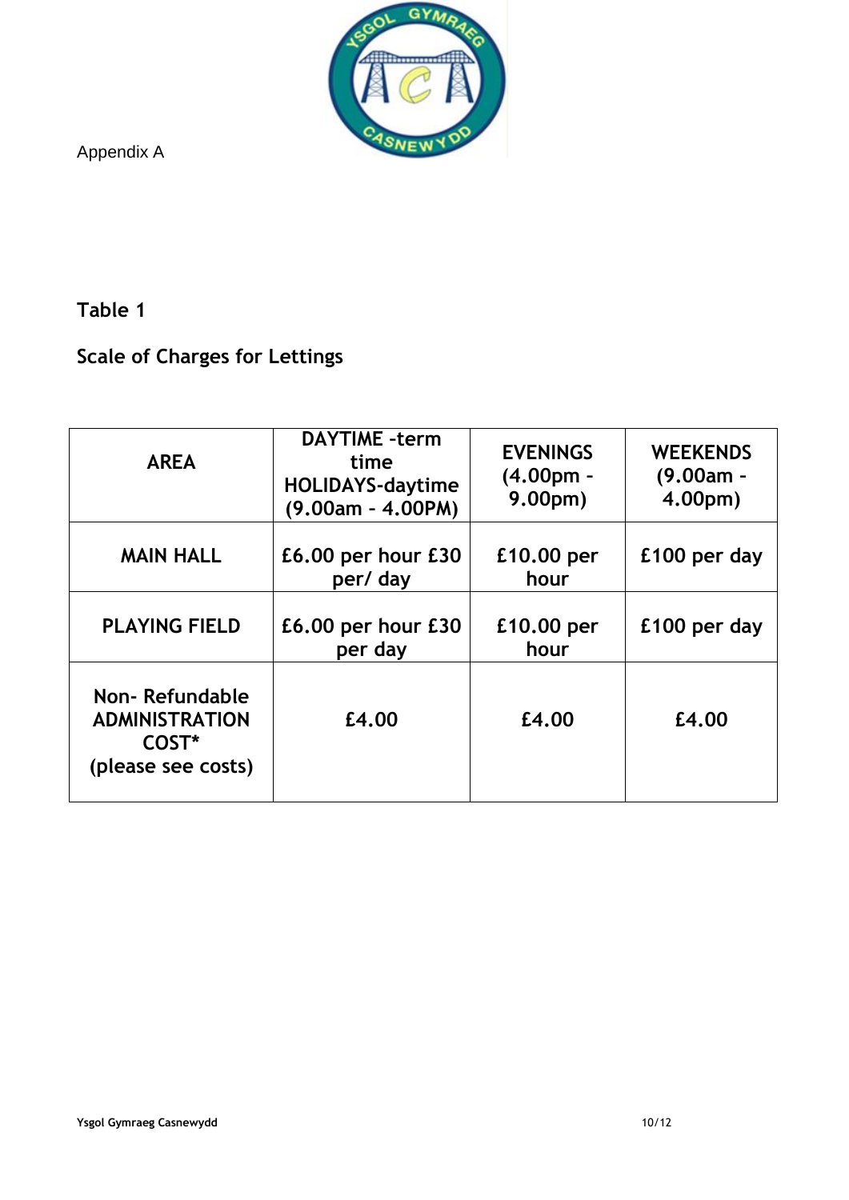Appendix A

**Table 1**

**Scale of Charges for Lettings**

| AREA | DAYTIME -term time HOLIDAYS-daytime (9.00am – 4.00PM) | EVENINGS (4.00pm - 9.00pm) | WEEKENDS (9.00am - 4.00pm) |
|---|---|---|---|
| MAIN HALL | £6.00 per hour £30 per/ day | £10.00 per hour | £100 per day |
| PLAYING FIELD | £6.00 per hour £30 per day | £10.00 per hour | £100 per day |
| Non- Refundable ADMINISTRATION COST* (please see costs) | £4.00 | £4.00 | £4.00 |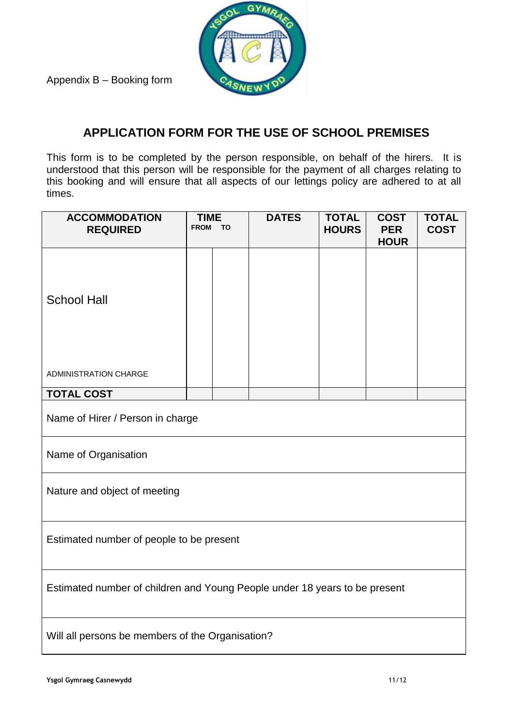Appendix B – Booking form

## APPLICATION FORM FOR THE USE OF SCHOOL PREMISES

This form is to be completed by the person responsible, on behalf of the hirers. It is understood that this person will be responsible for the payment of all charges relating to this booking and will ensure that all aspects of our lettings policy are adhered to at all times.

| ACCOMMODATION REQUIRED | TIME | | DATES | TOTAL HOURS | COST PER HOUR | TOTAL COST |
|---|---|---|---|---|---|---|
| | FROM | TO | | | | |
| School Hall | | | | | | |
| ADMINISTRATION CHARGE | | | | | | |
| **TOTAL COST** | | | | | | |

| |
|---|
| Name of Hirer / Person in charge |
| Name of Organisation |
| Nature and object of meeting |
| Estimated number of people to be present |
| Estimated number of children and Young People under 18 years to be present |
| Will all persons be members of the Organisation? |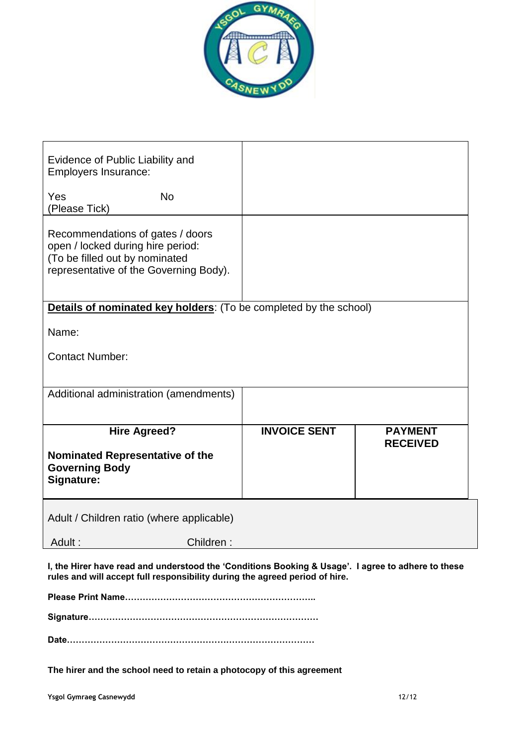| | | |
|---|---|---|
| Evidence of Public Liability and Employers Insurance:<br><br>Yes No<br>(Please Tick) | | |
| Recommendations of gates / doors open / locked during hire period:<br>(To be filled out by nominated representative of the Governing Body). | | |
| **Details of nominated key holders**: (To be completed by the school)<br><br>Name:<br><br>Contact Number: | | |
| Additional administration (amendments) | | |
| **Hire Agreed?**<br><br>**Nominated Representative of the Governing Body Signature:** | **INVOICE SENT** | **PAYMENT RECEIVED** |
| Adult / Children ratio (where applicable)<br><br>Adult : Children : | | |

**I, the Hirer have read and understood the 'Conditions Booking & Usage'. I agree to adhere to these rules and will accept full responsibility during the agreed period of hire.**

**Please Print Name………………………………………………………..**

**Signature……………………………………………………………………**

**Date…………………………………………………………………………**

**The hirer and the school need to retain a photocopy of this agreement**